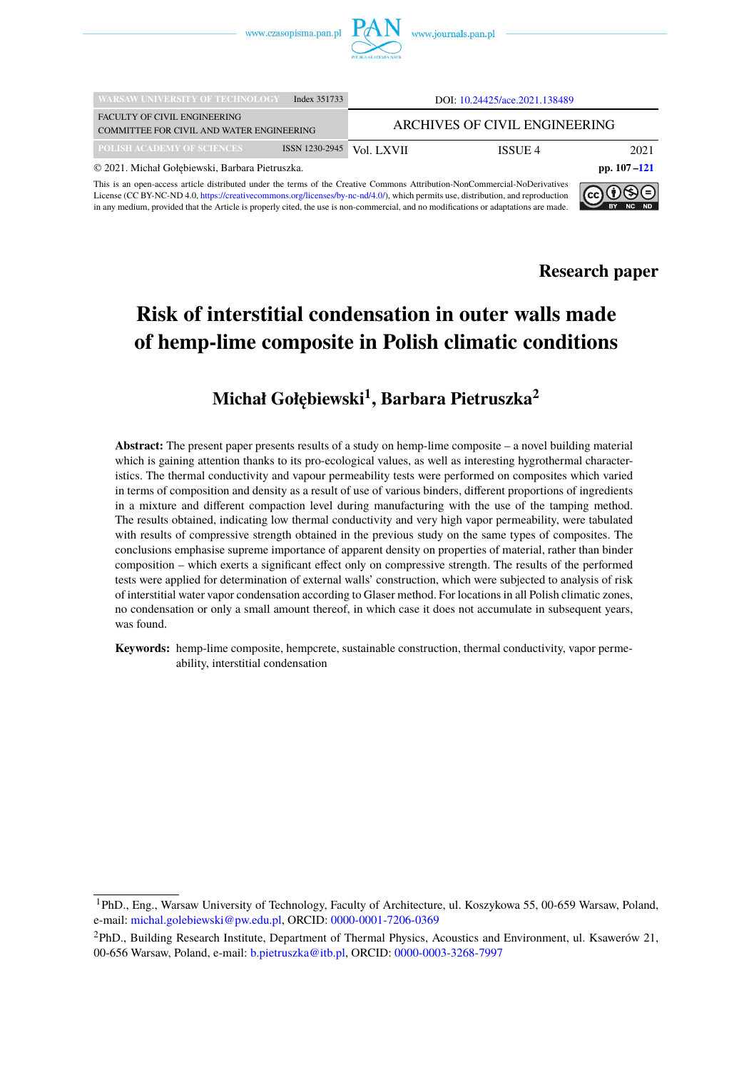Research paper

# Risk of interstitial condensation in outer walls made of hemp-lime composite in Polish climatic conditions

## Michał Gołębiewski[1], Barbara Pietruszka[2]

**Abstract:** The present paper presents results of a study on hemp-lime composite – a novel building material which is gaining attention thanks to its pro-ecological values, as well as interesting hygrothermal characteristics. The thermal conductivity and vapour permeability tests were performed on composites which varied in terms of composition and density as a result of use of various binders, different proportions of ingredients in a mixture and different compaction level during manufacturing with the use of the tamping method. The results obtained, indicating low thermal conductivity and very high vapor permeability, were tabulated with results of compressive strength obtained in the previous study on the same types of composites. The conclusions emphasise supreme importance of apparent density on properties of material, rather than binder composition – which exerts a significant effect only on compressive strength. The results of the performed tests were applied for determination of external walls' construction, which were subjected to analysis of risk of interstitial water vapor condensation according to Glaser method. For locations in all Polish climatic zones, no condensation or only a small amount thereof, in which case it does not accumulate in subsequent years, was found.

**Keywords:** hemp-lime composite, hempcrete, sustainable construction, thermal conductivity, vapor permeability, interstitial condensation

---

[1] PhD., Eng., Warsaw University of Technology, Faculty of Architecture, ul. Koszykowa 55, 00-659 Warsaw, Poland, e-mail: michal.golebiewski@pw.edu.pl, ORCID: 0000-0001-7206-0369

[2] PhD., Building Research Institute, Department of Thermal Physics, Acoustics and Environment, ul. Ksawerów 21, 00-656 Warsaw, Poland, e-mail: b.pietruszka@itb.pl, ORCID: 0000-0003-3268-7997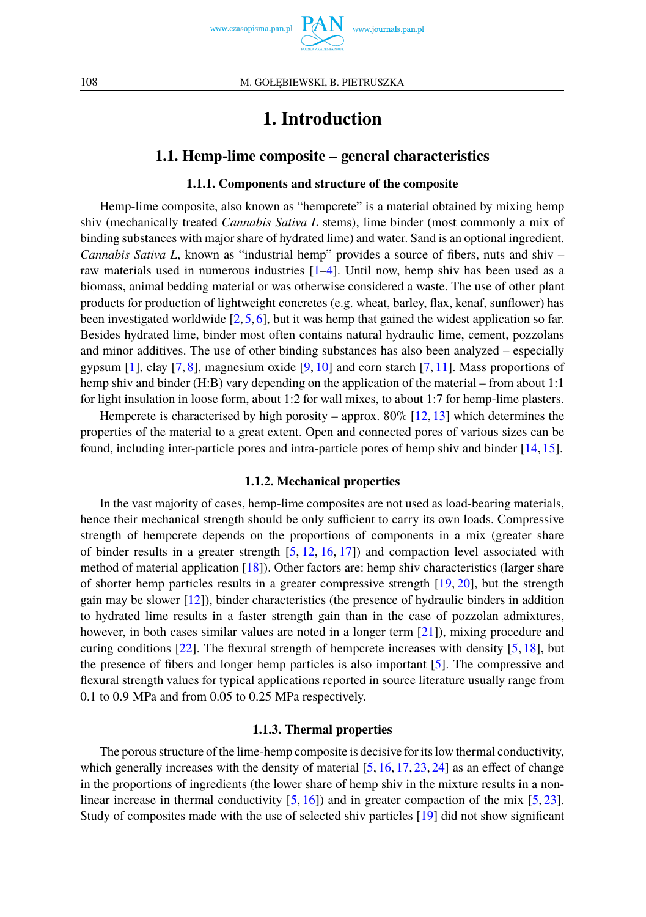# 1. Introduction

## 1.1. Hemp-lime composite – general characteristics

### 1.1.1. Components and structure of the composite

Hemp-lime composite, also known as "hempcrete" is a material obtained by mixing hemp shiv (mechanically treated *Cannabis Sativa L* stems), lime binder (most commonly a mix of binding substances with major share of hydrated lime) and water. Sand is an optional ingredient. *Cannabis Sativa L*, known as "industrial hemp" provides a source of fibers, nuts and shiv – raw materials used in numerous industries [1–4]. Until now, hemp shiv has been used as a biomass, animal bedding material or was otherwise considered a waste. The use of other plant products for production of lightweight concretes (e.g. wheat, barley, flax, kenaf, sunflower) has been investigated worldwide [2, 5, 6], but it was hemp that gained the widest application so far. Besides hydrated lime, binder most often contains natural hydraulic lime, cement, pozzolans and minor additives. The use of other binding substances has also been analyzed – especially gypsum [1], clay [7, 8], magnesium oxide [9, 10] and corn starch [7, 11]. Mass proportions of hemp shiv and binder (H:B) vary depending on the application of the material – from about 1:1 for light insulation in loose form, about 1:2 for wall mixes, to about 1:7 for hemp-lime plasters.

Hempcrete is characterised by high porosity – approx. 80% [12, 13] which determines the properties of the material to a great extent. Open and connected pores of various sizes can be found, including inter-particle pores and intra-particle pores of hemp shiv and binder [14, 15].

### 1.1.2. Mechanical properties

In the vast majority of cases, hemp-lime composites are not used as load-bearing materials, hence their mechanical strength should be only sufficient to carry its own loads. Compressive strength of hempcrete depends on the proportions of components in a mix (greater share of binder results in a greater strength [5, 12, 16, 17]) and compaction level associated with method of material application [18]). Other factors are: hemp shiv characteristics (larger share of shorter hemp particles results in a greater compressive strength [19, 20], but the strength gain may be slower [12]), binder characteristics (the presence of hydraulic binders in addition to hydrated lime results in a faster strength gain than in the case of pozzolan admixtures, however, in both cases similar values are noted in a longer term [21]), mixing procedure and curing conditions [22]. The flexural strength of hempcrete increases with density [5, 18], but the presence of fibers and longer hemp particles is also important [5]. The compressive and flexural strength values for typical applications reported in source literature usually range from 0.1 to 0.9 MPa and from 0.05 to 0.25 MPa respectively.

### 1.1.3. Thermal properties

The porous structure of the lime-hemp composite is decisive for its low thermal conductivity, which generally increases with the density of material [5, 16, 17, 23, 24] as an effect of change in the proportions of ingredients (the lower share of hemp shiv in the mixture results in a non-linear increase in thermal conductivity [5, 16]) and in greater compaction of the mix [5, 23]. Study of composites made with the use of selected shiv particles [19] did not show significant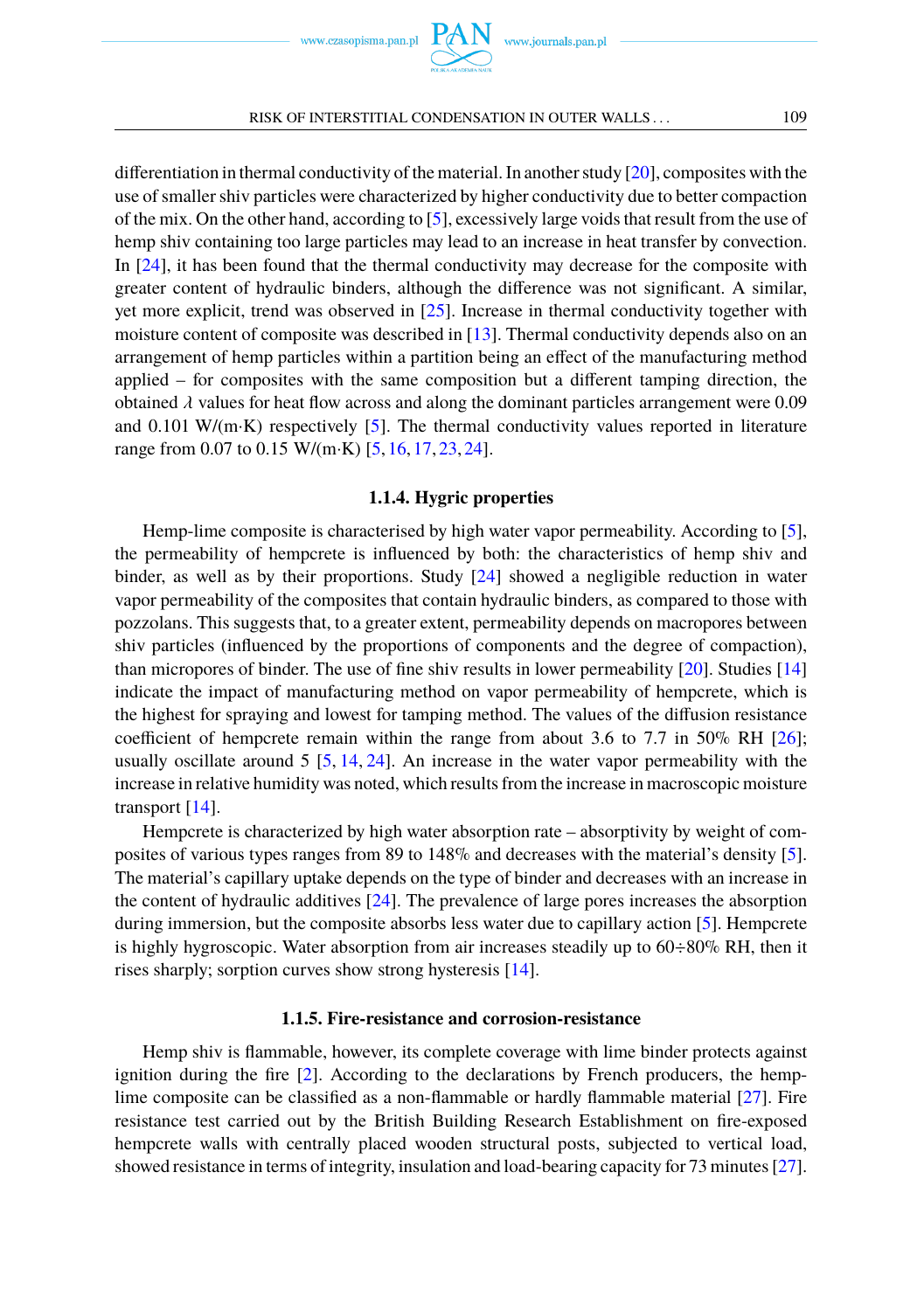differentiation in thermal conductivity of the material. In another study [20], composites with the use of smaller shiv particles were characterized by higher conductivity due to better compaction of the mix. On the other hand, according to [5], excessively large voids that result from the use of hemp shiv containing too large particles may lead to an increase in heat transfer by convection. In [24], it has been found that the thermal conductivity may decrease for the composite with greater content of hydraulic binders, although the difference was not significant. A similar, yet more explicit, trend was observed in [25]. Increase in thermal conductivity together with moisture content of composite was described in [13]. Thermal conductivity depends also on an arrangement of hemp particles within a partition being an effect of the manufacturing method applied – for composites with the same composition but a different tamping direction, the obtained $\lambda$ values for heat flow across and along the dominant particles arrangement were 0.09 and 0.101 W/(m·K) respectively [5]. The thermal conductivity values reported in literature range from 0.07 to 0.15 W/(m·K) [5, 16, 17, 23, 24].

#### 1.1.4. Hygric properties

Hemp-lime composite is characterised by high water vapor permeability. According to [5], the permeability of hempcrete is influenced by both: the characteristics of hemp shiv and binder, as well as by their proportions. Study [24] showed a negligible reduction in water vapor permeability of the composites that contain hydraulic binders, as compared to those with pozzolans. This suggests that, to a greater extent, permeability depends on macropores between shiv particles (influenced by the proportions of components and the degree of compaction), than micropores of binder. The use of fine shiv results in lower permeability [20]. Studies [14] indicate the impact of manufacturing method on vapor permeability of hempcrete, which is the highest for spraying and lowest for tamping method. The values of the diffusion resistance coefficient of hempcrete remain within the range from about 3.6 to 7.7 in 50% RH [26]; usually oscillate around 5 [5, 14, 24]. An increase in the water vapor permeability with the increase in relative humidity was noted, which results from the increase in macroscopic moisture transport [14].

Hempcrete is characterized by high water absorption rate – absorptivity by weight of composites of various types ranges from 89 to 148% and decreases with the material's density [5]. The material's capillary uptake depends on the type of binder and decreases with an increase in the content of hydraulic additives [24]. The prevalence of large pores increases the absorption during immersion, but the composite absorbs less water due to capillary action [5]. Hempcrete is highly hygroscopic. Water absorption from air increases steadily up to 60÷80% RH, then it rises sharply; sorption curves show strong hysteresis [14].

#### 1.1.5. Fire-resistance and corrosion-resistance

Hemp shiv is flammable, however, its complete coverage with lime binder protects against ignition during the fire [2]. According to the declarations by French producers, the hemp-lime composite can be classified as a non-flammable or hardly flammable material [27]. Fire resistance test carried out by the British Building Research Establishment on fire-exposed hempcrete walls with centrally placed wooden structural posts, subjected to vertical load, showed resistance in terms of integrity, insulation and load-bearing capacity for 73 minutes [27].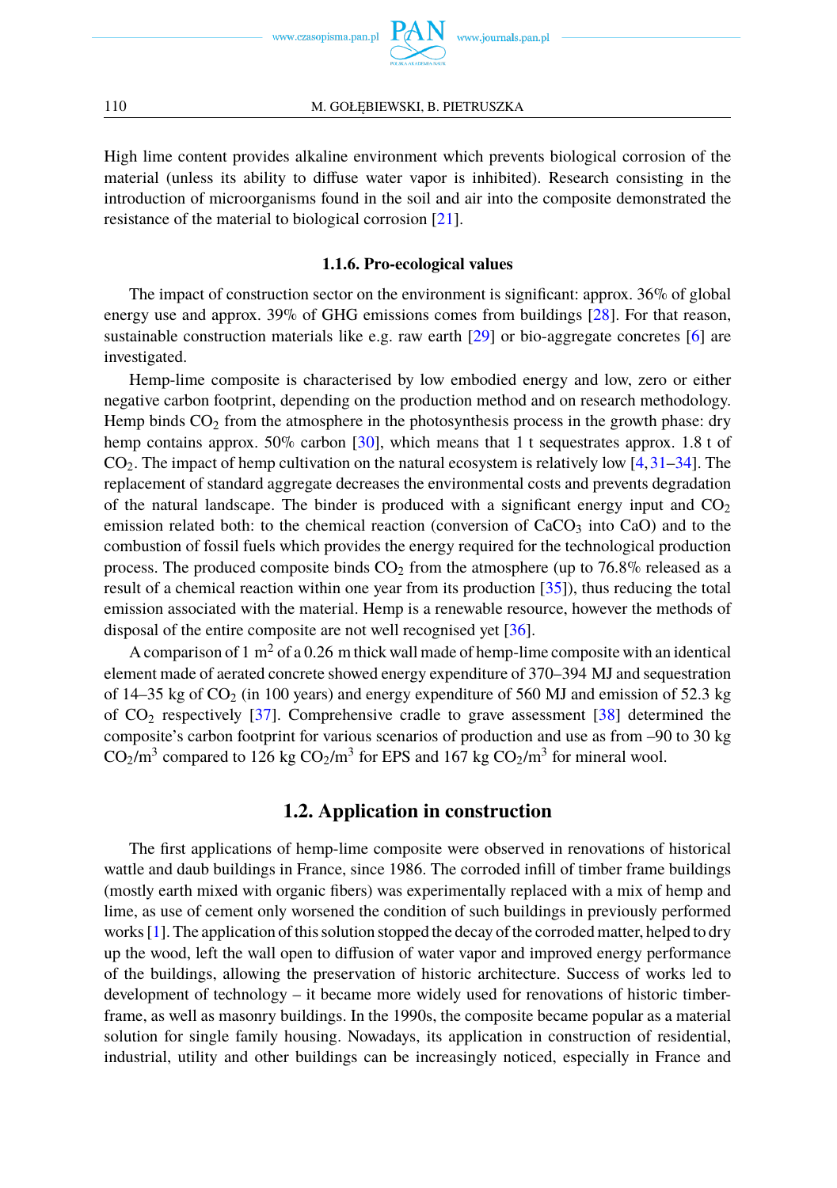High lime content provides alkaline environment which prevents biological corrosion of the material (unless its ability to diffuse water vapor is inhibited). Research consisting in the introduction of microorganisms found in the soil and air into the composite demonstrated the resistance of the material to biological corrosion [21].

#### 1.1.6. Pro-ecological values

The impact of construction sector on the environment is significant: approx. 36% of global energy use and approx. 39% of GHG emissions comes from buildings [28]. For that reason, sustainable construction materials like e.g. raw earth [29] or bio-aggregate concretes [6] are investigated.

Hemp-lime composite is characterised by low embodied energy and low, zero or either negative carbon footprint, depending on the production method and on research methodology. Hemp binds $CO_2$ from the atmosphere in the photosynthesis process in the growth phase: dry hemp contains approx. 50% carbon [30], which means that 1 t sequestrates approx. 1.8 t of $CO_2$. The impact of hemp cultivation on the natural ecosystem is relatively low [4, 31–34]. The replacement of standard aggregate decreases the environmental costs and prevents degradation of the natural landscape. The binder is produced with a significant energy input and $CO_2$ emission related both: to the chemical reaction (conversion of $CaCO_3$ into CaO) and to the combustion of fossil fuels which provides the energy required for the technological production process. The produced composite binds $CO_2$ from the atmosphere (up to 76.8% released as a result of a chemical reaction within one year from its production [35]), thus reducing the total emission associated with the material. Hemp is a renewable resource, however the methods of disposal of the entire composite are not well recognised yet [36].

A comparison of 1 $m^2$ of a 0.26 m thick wall made of hemp-lime composite with an identical element made of aerated concrete showed energy expenditure of 370–394 MJ and sequestration of 14–35 kg of $CO_2$ (in 100 years) and energy expenditure of 560 MJ and emission of 52.3 kg of $CO_2$ respectively [37]. Comprehensive cradle to grave assessment [38] determined the composite's carbon footprint for various scenarios of production and use as from –90 to 30 kg $CO_2/m^3$ compared to 126 kg $CO_2/m^3$ for EPS and 167 kg $CO_2/m^3$ for mineral wool.

## 1.2. Application in construction

The first applications of hemp-lime composite were observed in renovations of historical wattle and daub buildings in France, since 1986. The corroded infill of timber frame buildings (mostly earth mixed with organic fibers) was experimentally replaced with a mix of hemp and lime, as use of cement only worsened the condition of such buildings in previously performed works [1]. The application of this solution stopped the decay of the corroded matter, helped to dry up the wood, left the wall open to diffusion of water vapor and improved energy performance of the buildings, allowing the preservation of historic architecture. Success of works led to development of technology – it became more widely used for renovations of historic timber-frame, as well as masonry buildings. In the 1990s, the composite became popular as a material solution for single family housing. Nowadays, its application in construction of residential, industrial, utility and other buildings can be increasingly noticed, especially in France and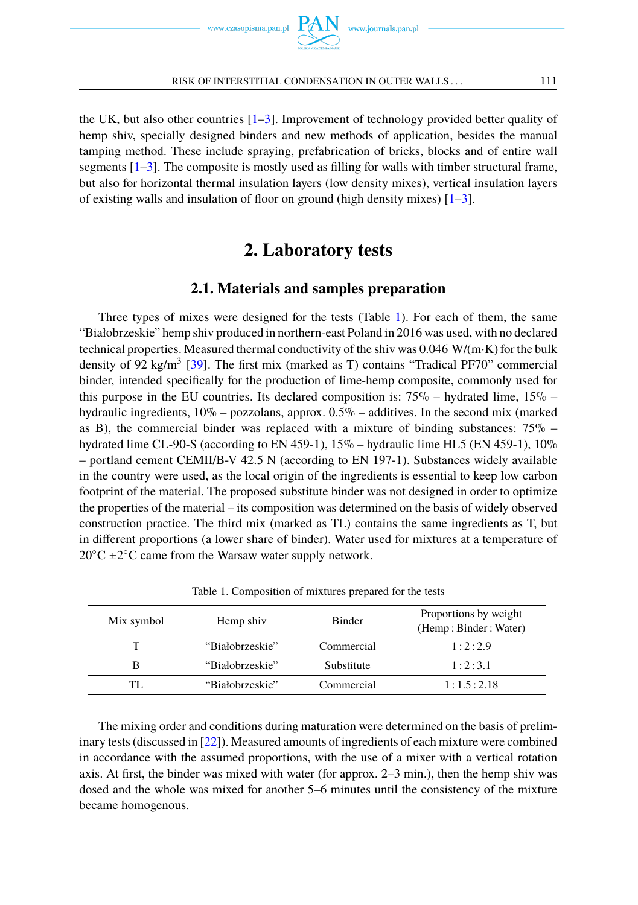the UK, but also other countries [1–3]. Improvement of technology provided better quality of hemp shiv, specially designed binders and new methods of application, besides the manual tamping method. These include spraying, prefabrication of bricks, blocks and of entire wall segments [1–3]. The composite is mostly used as filling for walls with timber structural frame, but also for horizontal thermal insulation layers (low density mixes), vertical insulation layers of existing walls and insulation of floor on ground (high density mixes) [1–3].

## 2. Laboratory tests

### 2.1. Materials and samples preparation

Three types of mixes were designed for the tests (Table 1). For each of them, the same "Białobrzeskie" hemp shiv produced in northern-east Poland in 2016 was used, with no declared technical properties. Measured thermal conductivity of the shiv was 0.046 W/(m·K) for the bulk density of 92 kg/m$^3$ [39]. The first mix (marked as T) contains "Tradical PF70" commercial binder, intended specifically for the production of lime-hemp composite, commonly used for this purpose in the EU countries. Its declared composition is: 75% – hydrated lime, 15% – hydraulic ingredients, 10% – pozzolans, approx. 0.5% – additives. In the second mix (marked as B), the commercial binder was replaced with a mixture of binding substances: 75% – hydrated lime CL-90-S (according to EN 459-1), 15% – hydraulic lime HL5 (EN 459-1), 10% – portland cement CEMII/B-V 42.5 N (according to EN 197-1). Substances widely available in the country were used, as the local origin of the ingredients is essential to keep low carbon footprint of the material. The proposed substitute binder was not designed in order to optimize the properties of the material – its composition was determined on the basis of widely observed construction practice. The third mix (marked as TL) contains the same ingredients as T, but in different proportions (a lower share of binder). Water used for mixtures at a temperature of 20°C ±2°C came from the Warsaw water supply network.

Table 1. Composition of mixtures prepared for the tests

| Mix symbol | Hemp shiv | Binder | Proportions by weight (Hemp : Binder : Water) |
|---|---|---|---|
| T | "Białobrzeskie" | Commercial | 1 : 2 : 2.9 |
| B | "Białobrzeskie" | Substitute | 1 : 2 : 3.1 |
| TL | "Białobrzeskie" | Commercial | 1 : 1.5 : 2.18 |

The mixing order and conditions during maturation were determined on the basis of preliminary tests (discussed in [22]). Measured amounts of ingredients of each mixture were combined in accordance with the assumed proportions, with the use of a mixer with a vertical rotation axis. At first, the binder was mixed with water (for approx. 2–3 min.), then the hemp shiv was dosed and the whole was mixed for another 5–6 minutes until the consistency of the mixture became homogenous.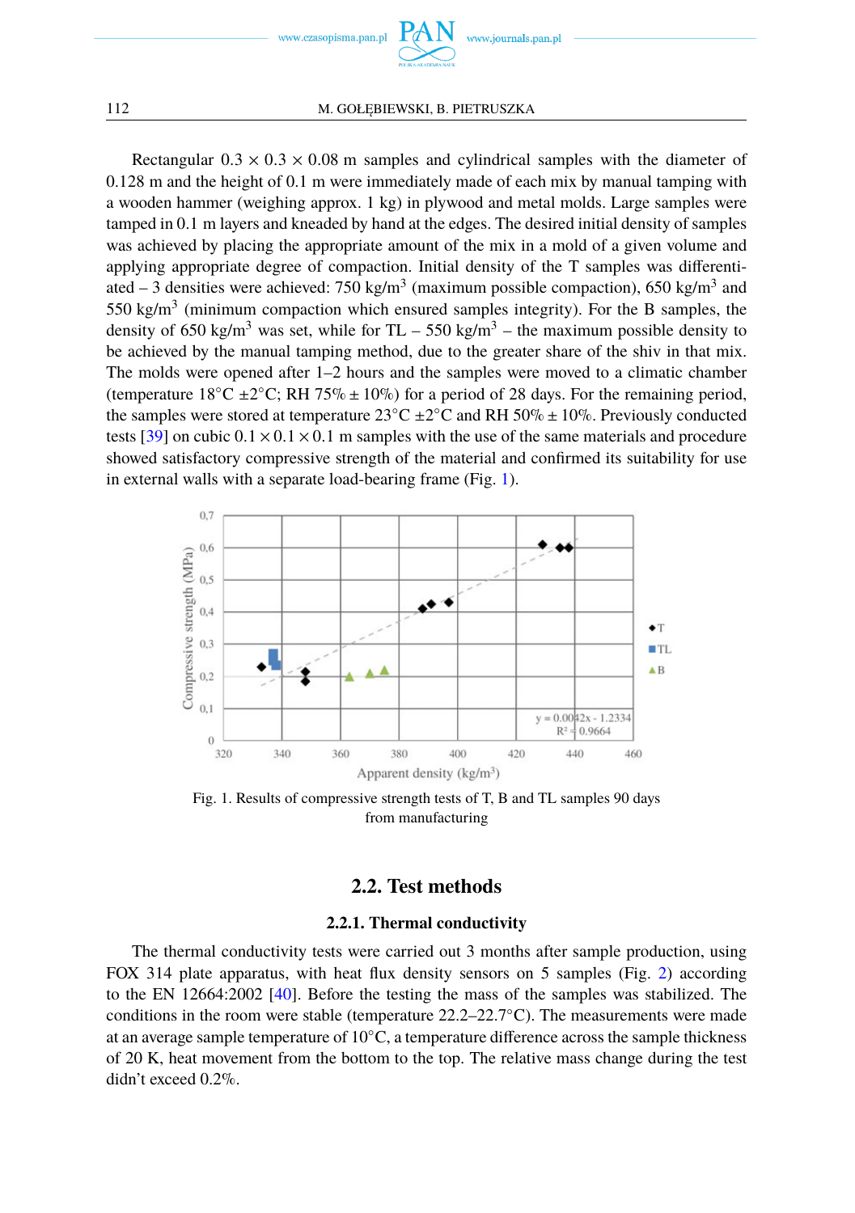Rectangular 0.3 × 0.3 × 0.08 m samples and cylindrical samples with the diameter of 0.128 m and the height of 0.1 m were immediately made of each mix by manual tamping with a wooden hammer (weighing approx. 1 kg) in plywood and metal molds. Large samples were tamped in 0.1 m layers and kneaded by hand at the edges. The desired initial density of samples was achieved by placing the appropriate amount of the mix in a mold of a given volume and applying appropriate degree of compaction. Initial density of the T samples was differentiated – 3 densities were achieved: 750 kg/m$^3$ (maximum possible compaction), 650 kg/m$^3$ and 550 kg/m$^3$ (minimum compaction which ensured samples integrity). For the B samples, the density of 650 kg/m$^3$ was set, while for TL – 550 kg/m$^3$ – the maximum possible density to be achieved by the manual tamping method, due to the greater share of the shiv in that mix. The molds were opened after 1–2 hours and the samples were moved to a climatic chamber (temperature 18°C ±2°C; RH 75% ± 10%) for a period of 28 days. For the remaining period, the samples were stored at temperature 23°C ±2°C and RH 50% ± 10%. Previously conducted tests [39] on cubic 0.1 × 0.1 × 0.1 m samples with the use of the same materials and procedure showed satisfactory compressive strength of the material and confirmed its suitability for use in external walls with a separate load-bearing frame (Fig. 1).

Fig. 1. Results of compressive strength tests of T, B and TL samples 90 days from manufacturing

## 2.2. Test methods

### 2.2.1. Thermal conductivity

The thermal conductivity tests were carried out 3 months after sample production, using FOX 314 plate apparatus, with heat flux density sensors on 5 samples (Fig. 2) according to the EN 12664:2002 [40]. Before the testing the mass of the samples was stabilized. The conditions in the room were stable (temperature 22.2–22.7°C). The measurements were made at an average sample temperature of 10°C, a temperature difference across the sample thickness of 20 K, heat movement from the bottom to the top. The relative mass change during the test didn't exceed 0.2%.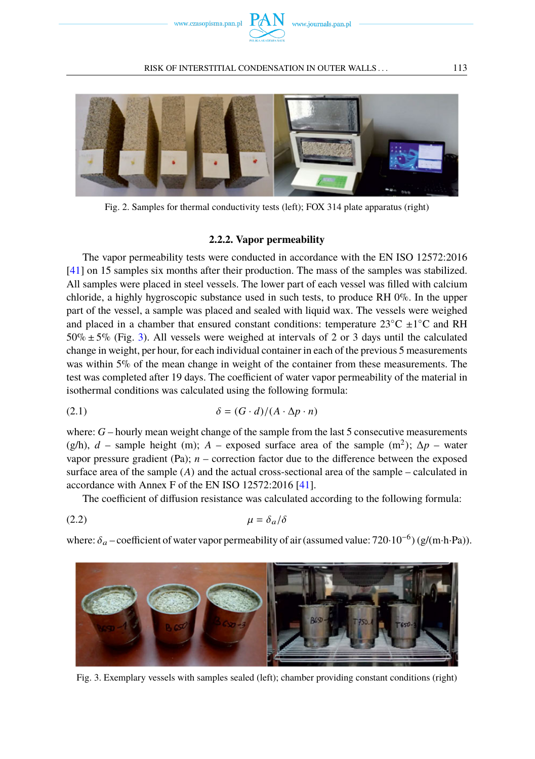Fig. 2. Samples for thermal conductivity tests (left); FOX 314 plate apparatus (right)

### 2.2.2. Vapor permeability

The vapor permeability tests were conducted in accordance with the EN ISO 12572:2016 [41] on 15 samples six months after their production. The mass of the samples was stabilized. All samples were placed in steel vessels. The lower part of each vessel was filled with calcium chloride, a highly hygroscopic substance used in such tests, to produce RH 0%. In the upper part of the vessel, a sample was placed and sealed with liquid wax. The vessels were weighed and placed in a chamber that ensured constant conditions: temperature 23°C ±1°C and RH 50% ± 5% (Fig. 3). All vessels were weighed at intervals of 2 or 3 days until the calculated change in weight, per hour, for each individual container in each of the previous 5 measurements was within 5% of the mean change in weight of the container from these measurements. The test was completed after 19 days. The coefficient of water vapor permeability of the material in isothermal conditions was calculated using the following formula:

$$\delta = (G \cdot d)/(A \cdot \Delta p \cdot n) \tag{2.1}$$

where: $G$ – hourly mean weight change of the sample from the last 5 consecutive measurements (g/h), $d$ – sample height (m); $A$ – exposed surface area of the sample (m$^2$); $\Delta p$ – water vapor pressure gradient (Pa); $n$ – correction factor due to the difference between the exposed surface area of the sample ($A$) and the actual cross-sectional area of the sample – calculated in accordance with Annex F of the EN ISO 12572:2016 [41].

The coefficient of diffusion resistance was calculated according to the following formula:

$$\mu = \delta_a/\delta \tag{2.2}$$

where: $\delta_a$ – coefficient of water vapor permeability of air (assumed value: $720 \cdot 10^{-6}$) (g/(m·h·Pa)).

Fig. 3. Exemplary vessels with samples sealed (left); chamber providing constant conditions (right)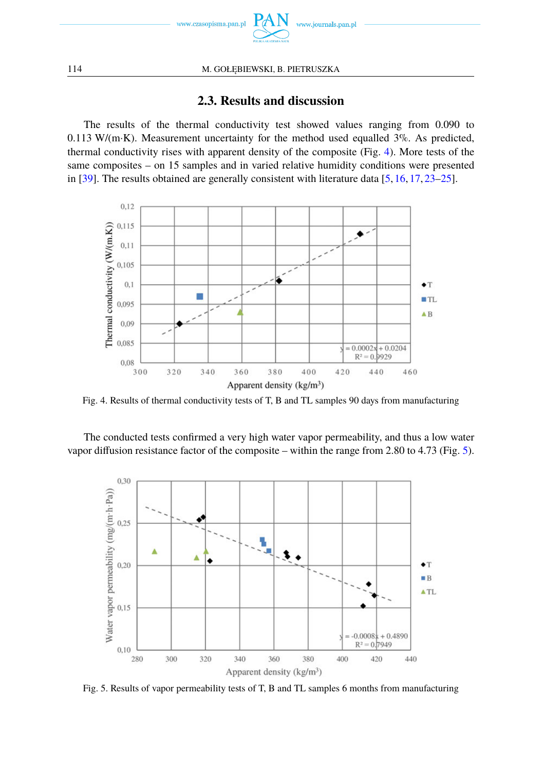## 2.3. Results and discussion

The results of the thermal conductivity test showed values ranging from 0.090 to 0.113 W/(m·K). Measurement uncertainty for the method used equalled 3%. As predicted, thermal conductivity rises with apparent density of the composite (Fig. 4). More tests of the same composites – on 15 samples and in varied relative humidity conditions were presented in [39]. The results obtained are generally consistent with literature data [5, 16, 17, 23–25].

Fig. 4. Results of thermal conductivity tests of T, B and TL samples 90 days from manufacturing

The conducted tests confirmed a very high water vapor permeability, and thus a low water vapor diffusion resistance factor of the composite – within the range from 2.80 to 4.73 (Fig. 5).

Fig. 5. Results of vapor permeability tests of T, B and TL samples 6 months from manufacturing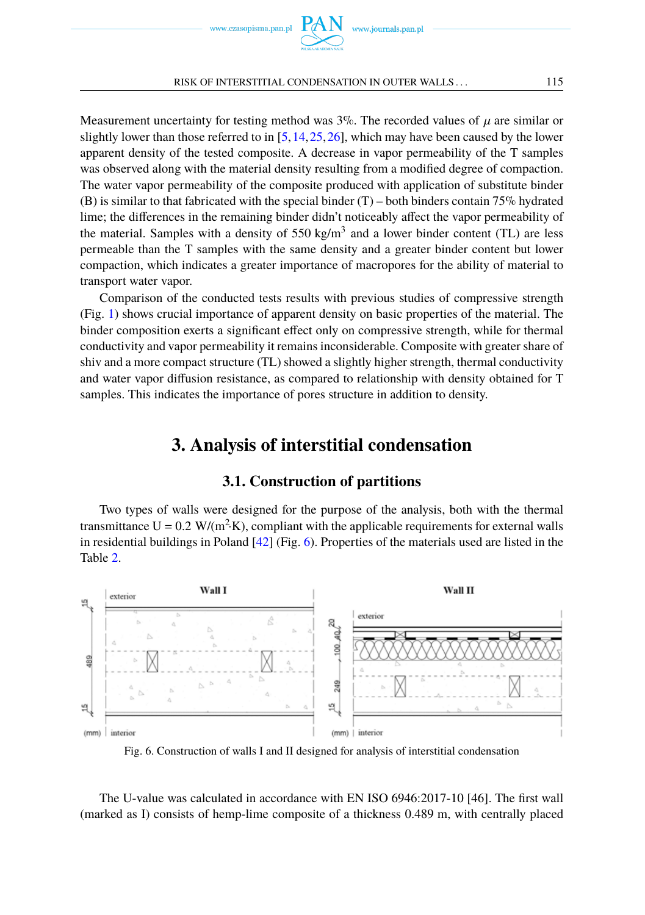Measurement uncertainty for testing method was 3%. The recorded values of $\mu$ are similar or slightly lower than those referred to in [5, 14, 25, 26], which may have been caused by the lower apparent density of the tested composite. A decrease in vapor permeability of the T samples was observed along with the material density resulting from a modified degree of compaction. The water vapor permeability of the composite produced with application of substitute binder (B) is similar to that fabricated with the special binder (T) – both binders contain 75% hydrated lime; the differences in the remaining binder didn't noticeably affect the vapor permeability of the material. Samples with a density of 550 kg/m$^3$ and a lower binder content (TL) are less permeable than the T samples with the same density and a greater binder content but lower compaction, which indicates a greater importance of macropores for the ability of material to transport water vapor.

Comparison of the conducted tests results with previous studies of compressive strength (Fig. 1) shows crucial importance of apparent density on basic properties of the material. The binder composition exerts a significant effect only on compressive strength, while for thermal conductivity and vapor permeability it remains inconsiderable. Composite with greater share of shiv and a more compact structure (TL) showed a slightly higher strength, thermal conductivity and water vapor diffusion resistance, as compared to relationship with density obtained for T samples. This indicates the importance of pores structure in addition to density.

# 3. Analysis of interstitial condensation

## 3.1. Construction of partitions

Two types of walls were designed for the purpose of the analysis, both with the thermal transmittance U = 0.2 W/(m$^2$·K), compliant with the applicable requirements for external walls in residential buildings in Poland [42] (Fig. 6). Properties of the materials used are listed in the Table 2.

Fig. 6. Construction of walls I and II designed for analysis of interstitial condensation

The U-value was calculated in accordance with EN ISO 6946:2017-10 [46]. The first wall (marked as I) consists of hemp-lime composite of a thickness 0.489 m, with centrally placed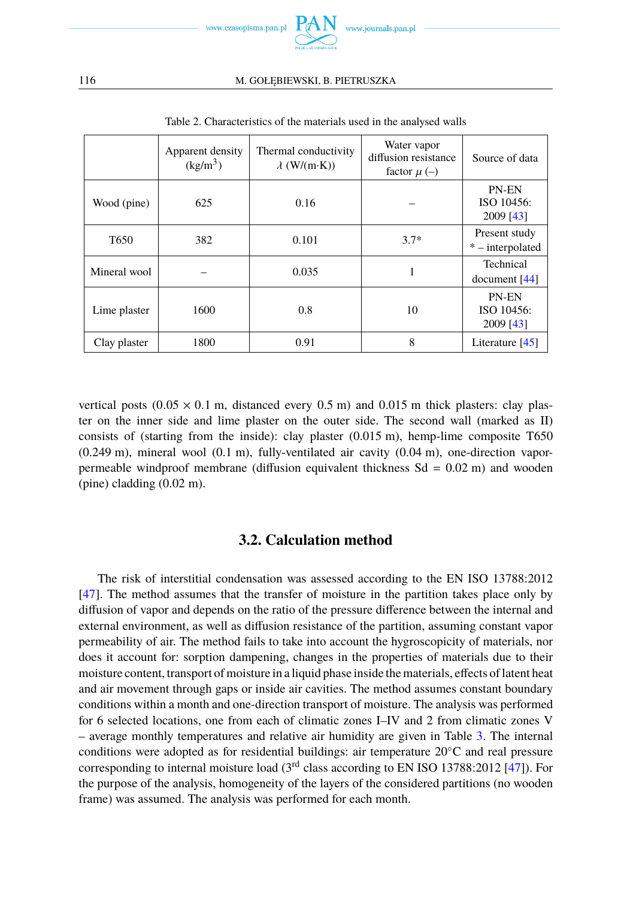Table 2. Characteristics of the materials used in the analysed walls

| | Apparent density ($kg/m^3$) | Thermal conductivity $\lambda$ (W/(m·K)) | Water vapor diffusion resistance factor $\mu$ (–) | Source of data |
|---|---|---|---|---|
| Wood (pine) | 625 | 0.16 | – | PN-EN ISO 10456: 2009 [43] |
| T650 | 382 | 0.101 | 3.7* | Present study * – interpolated |
| Mineral wool | – | 0.035 | 1 | Technical document [44] |
| Lime plaster | 1600 | 0.8 | 10 | PN-EN ISO 10456: 2009 [43] |
| Clay plaster | 1800 | 0.91 | 8 | Literature [45] |

vertical posts ($0.05 \times 0.1$ m, distanced every 0.5 m) and 0.015 m thick plasters: clay plaster on the inner side and lime plaster on the outer side. The second wall (marked as II) consists of (starting from the inside): clay plaster (0.015 m), hemp-lime composite T650 (0.249 m), mineral wool (0.1 m), fully-ventilated air cavity (0.04 m), one-direction vapor-permeable windproof membrane (diffusion equivalent thickness Sd = 0.02 m) and wooden (pine) cladding (0.02 m).

### 3.2. Calculation method

The risk of interstitial condensation was assessed according to the EN ISO 13788:2012 [47]. The method assumes that the transfer of moisture in the partition takes place only by diffusion of vapor and depends on the ratio of the pressure difference between the internal and external environment, as well as diffusion resistance of the partition, assuming constant vapor permeability of air. The method fails to take into account the hygroscopicity of materials, nor does it account for: sorption dampening, changes in the properties of materials due to their moisture content, transport of moisture in a liquid phase inside the materials, effects of latent heat and air movement through gaps or inside air cavities. The method assumes constant boundary conditions within a month and one-direction transport of moisture. The analysis was performed for 6 selected locations, one from each of climatic zones I–IV and 2 from climatic zones V – average monthly temperatures and relative air humidity are given in Table 3. The internal conditions were adopted as for residential buildings: air temperature 20°C and real pressure corresponding to internal moisture load (3rd class according to EN ISO 13788:2012 [47]). For the purpose of the analysis, homogeneity of the layers of the considered partitions (no wooden frame) was assumed. The analysis was performed for each month.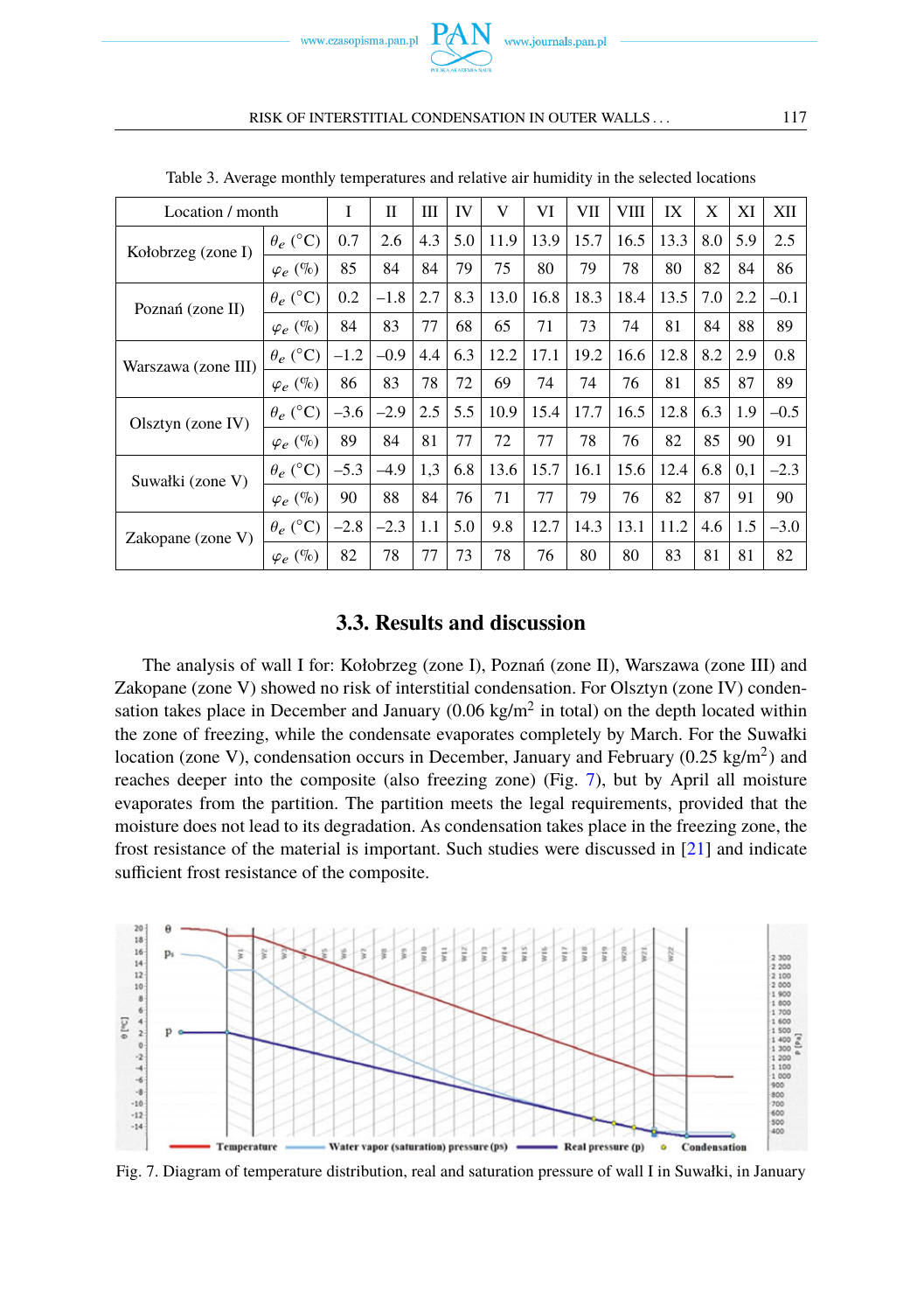Table 3. Average monthly temperatures and relative air humidity in the selected locations

| Location / month | | I | II | III | IV | V | VI | VII | VIII | IX | X | XI | XII |
|---|---|---|---|---|---|---|---|---|---|---|---|---|---|
| Kołobrzeg (zone I) | $\theta_e$ (°C) | 0.7 | 2.6 | 4.3 | 5.0 | 11.9 | 13.9 | 15.7 | 16.5 | 13.3 | 8.0 | 5.9 | 2.5 |
| | $\varphi_e$ (%) | 85 | 84 | 84 | 79 | 75 | 80 | 79 | 78 | 80 | 82 | 84 | 86 |
| Poznań (zone II) | $\theta_e$ (°C) | 0.2 | −1.8 | 2.7 | 8.3 | 13.0 | 16.8 | 18.3 | 18.4 | 13.5 | 7.0 | 2.2 | −0.1 |
| | $\varphi_e$ (%) | 84 | 83 | 77 | 68 | 65 | 71 | 73 | 74 | 81 | 84 | 88 | 89 |
| Warszawa (zone III) | $\theta_e$ (°C) | −1.2 | −0.9 | 4.4 | 6.3 | 12.2 | 17.1 | 19.2 | 16.6 | 12.8 | 8.2 | 2.9 | 0.8 |
| | $\varphi_e$ (%) | 86 | 83 | 78 | 72 | 69 | 74 | 74 | 76 | 81 | 85 | 87 | 89 |
| Olsztyn (zone IV) | $\theta_e$ (°C) | −3.6 | −2.9 | 2.5 | 5.5 | 10.9 | 15.4 | 17.7 | 16.5 | 12.8 | 6.3 | 1.9 | −0.5 |
| | $\varphi_e$ (%) | 89 | 84 | 81 | 77 | 72 | 77 | 78 | 76 | 82 | 85 | 90 | 91 |
| Suwałki (zone V) | $\theta_e$ (°C) | −5.3 | −4.9 | 1,3 | 6.8 | 13.6 | 15.7 | 16.1 | 15.6 | 12.4 | 6.8 | 0,1 | −2.3 |
| | $\varphi_e$ (%) | 90 | 88 | 84 | 76 | 71 | 77 | 79 | 76 | 82 | 87 | 91 | 90 |
| Zakopane (zone V) | $\theta_e$ (°C) | −2.8 | −2.3 | 1.1 | 5.0 | 9.8 | 12.7 | 14.3 | 13.1 | 11.2 | 4.6 | 1.5 | −3.0 |
| | $\varphi_e$ (%) | 82 | 78 | 77 | 73 | 78 | 76 | 80 | 80 | 83 | 81 | 81 | 82 |

### 3.3. Results and discussion

The analysis of wall I for: Kołobrzeg (zone I), Poznań (zone II), Warszawa (zone III) and Zakopane (zone V) showed no risk of interstitial condensation. For Olsztyn (zone IV) condensation takes place in December and January (0.06 kg/m$^2$ in total) on the depth located within the zone of freezing, while the condensate evaporates completely by March. For the Suwałki location (zone V), condensation occurs in December, January and February (0.25 kg/m$^2$) and reaches deeper into the composite (also freezing zone) (Fig. 7), but by April all moisture evaporates from the partition. The partition meets the legal requirements, provided that the moisture does not lead to its degradation. As condensation takes place in the freezing zone, the frost resistance of the material is important. Such studies were discussed in [21] and indicate sufficient frost resistance of the composite.

Fig. 7. Diagram of temperature distribution, real and saturation pressure of wall I in Suwałki, in January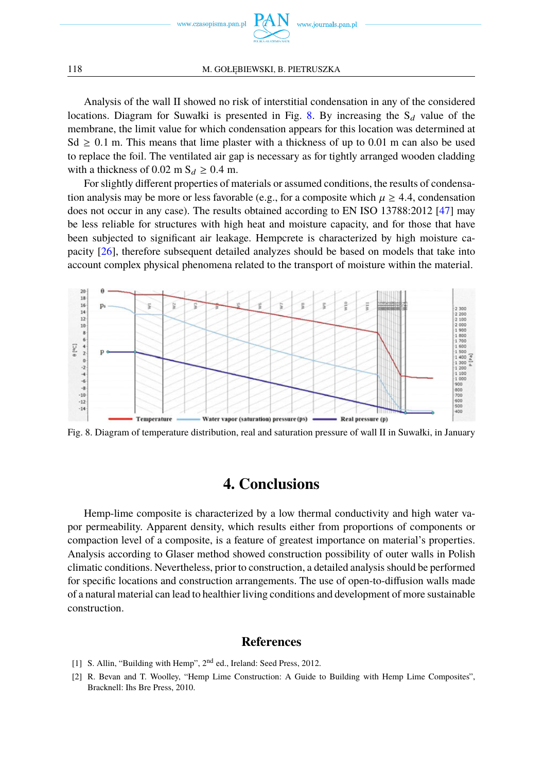Analysis of the wall II showed no risk of interstitial condensation in any of the considered locations. Diagram for Suwałki is presented in Fig. 8. By increasing the $S_d$ value of the membrane, the limit value for which condensation appears for this location was determined at Sd ≥ 0.1 m. This means that lime plaster with a thickness of up to 0.01 m can also be used to replace the foil. The ventilated air gap is necessary as for tightly arranged wooden cladding with a thickness of 0.02 m $S_d \geq 0.4$ m.

For slightly different properties of materials or assumed conditions, the results of condensation analysis may be more or less favorable (e.g., for a composite which $\mu \geq 4.4$, condensation does not occur in any case). The results obtained according to EN ISO 13788:2012 [47] may be less reliable for structures with high heat and moisture capacity, and for those that have been subjected to significant air leakage. Hempcrete is characterized by high moisture capacity [26], therefore subsequent detailed analyzes should be based on models that take into account complex physical phenomena related to the transport of moisture within the material.

Fig. 8. Diagram of temperature distribution, real and saturation pressure of wall II in Suwałki, in January

# 4. Conclusions

Hemp-lime composite is characterized by a low thermal conductivity and high water vapor permeability. Apparent density, which results either from proportions of components or compaction level of a composite, is a feature of greatest importance on material's properties. Analysis according to Glaser method showed construction possibility of outer walls in Polish climatic conditions. Nevertheless, prior to construction, a detailed analysis should be performed for specific locations and construction arrangements. The use of open-to-diffusion walls made of a natural material can lead to healthier living conditions and development of more sustainable construction.

## References

[1] S. Allin, "Building with Hemp", 2nd ed., Ireland: Seed Press, 2012.

[2] R. Bevan and T. Woolley, "Hemp Lime Construction: A Guide to Building with Hemp Lime Composites", Bracknell: Ihs Bre Press, 2010.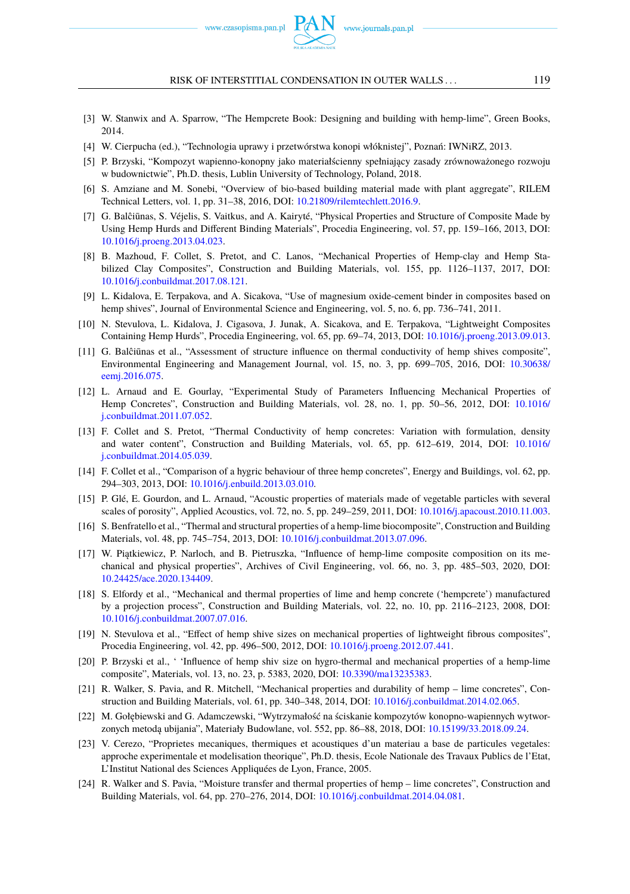[3] W. Stanwix and A. Sparrow, "The Hempcrete Book: Designing and building with hemp-lime", Green Books, 2014.

[4] W. Cierpucha (ed.), "Technologia uprawy i przetwórstwa konopi włóknistej", Poznań: IWNiRZ, 2013.

[5] P. Brzyski, "Kompozyt wapienno-konopny jako materiałścienny spełniający zasady zrównoważonego rozwoju w budownictwie", Ph.D. thesis, Lublin University of Technology, Poland, 2018.

[6] S. Amziane and M. Sonebi, "Overview of bio-based building material made with plant aggregate", RILEM Technical Letters, vol. 1, pp. 31–38, 2016, DOI: 10.21809/rilemtechlett.2016.9.

[7] G. Balčiūnas, S. Vėjelis, S. Vaitkus, and A. Kairytė, "Physical Properties and Structure of Composite Made by Using Hemp Hurds and Different Binding Materials", Procedia Engineering, vol. 57, pp. 159–166, 2013, DOI: 10.1016/j.proeng.2013.04.023.

[8] B. Mazhoud, F. Collet, S. Pretot, and C. Lanos, "Mechanical Properties of Hemp-clay and Hemp Stabilized Clay Composites", Construction and Building Materials, vol. 155, pp. 1126–1137, 2017, DOI: 10.1016/j.conbuildmat.2017.08.121.

[9] L. Kidalova, E. Terpakova, and A. Sicakova, "Use of magnesium oxide-cement binder in composites based on hemp shives", Journal of Environmental Science and Engineering, vol. 5, no. 6, pp. 736–741, 2011.

[10] N. Stevulova, L. Kidalova, J. Cigasova, J. Junak, A. Sicakova, and E. Terpakova, "Lightweight Composites Containing Hemp Hurds", Procedia Engineering, vol. 65, pp. 69–74, 2013, DOI: 10.1016/j.proeng.2013.09.013.

[11] G. Balčiūnas et al., "Assessment of structure influence on thermal conductivity of hemp shives composite", Environmental Engineering and Management Journal, vol. 15, no. 3, pp. 699–705, 2016, DOI: 10.30638/eemj.2016.075.

[12] L. Arnaud and E. Gourlay, "Experimental Study of Parameters Influencing Mechanical Properties of Hemp Concretes", Construction and Building Materials, vol. 28, no. 1, pp. 50–56, 2012, DOI: 10.1016/j.conbuildmat.2011.07.052.

[13] F. Collet and S. Pretot, "Thermal Conductivity of hemp concretes: Variation with formulation, density and water content", Construction and Building Materials, vol. 65, pp. 612–619, 2014, DOI: 10.1016/j.conbuildmat.2014.05.039.

[14] F. Collet et al., "Comparison of a hygric behaviour of three hemp concretes", Energy and Buildings, vol. 62, pp. 294–303, 2013, DOI: 10.1016/j.enbuild.2013.03.010.

[15] P. Glé, E. Gourdon, and L. Arnaud, "Acoustic properties of materials made of vegetable particles with several scales of porosity", Applied Acoustics, vol. 72, no. 5, pp. 249–259, 2011, DOI: 10.1016/j.apacoust.2010.11.003.

[16] S. Benfratello et al., "Thermal and structural properties of a hemp-lime biocomposite", Construction and Building Materials, vol. 48, pp. 745–754, 2013, DOI: 10.1016/j.conbuildmat.2013.07.096.

[17] W. Piątkiewicz, P. Narloch, and B. Pietruszka, "Influence of hemp-lime composite composition on its mechanical and physical properties", Archives of Civil Engineering, vol. 66, no. 3, pp. 485–503, 2020, DOI: 10.24425/ace.2020.134409.

[18] S. Elfordy et al., "Mechanical and thermal properties of lime and hemp concrete ('hempcrete') manufactured by a projection process", Construction and Building Materials, vol. 22, no. 10, pp. 2116–2123, 2008, DOI: 10.1016/j.conbuildmat.2007.07.016.

[19] N. Stevulova et al., "Effect of hemp shive sizes on mechanical properties of lightweight fibrous composites", Procedia Engineering, vol. 42, pp. 496–500, 2012, DOI: 10.1016/j.proeng.2012.07.441.

[20] P. Brzyski et al., ' 'Influence of hemp shiv size on hygro-thermal and mechanical properties of a hemp-lime composite", Materials, vol. 13, no. 23, p. 5383, 2020, DOI: 10.3390/ma13235383.

[21] R. Walker, S. Pavia, and R. Mitchell, "Mechanical properties and durability of hemp – lime concretes", Construction and Building Materials, vol. 61, pp. 340–348, 2014, DOI: 10.1016/j.conbuildmat.2014.02.065.

[22] M. Gołębiewski and G. Adamczewski, "Wytrzymałość na ściskanie kompozytów konopno-wapiennych wytworzonych metodą ubijania", Materiały Budowlane, vol. 552, pp. 86–88, 2018, DOI: 10.15199/33.2018.09.24.

[23] V. Cerezo, "Proprietes mecaniques, thermiques et acoustiques d'un materiau a base de particules vegetales: approche experimentale et modelisation theorique", Ph.D. thesis, Ecole Nationale des Travaux Publics de l'Etat, L'Institut National des Sciences Appliquées de Lyon, France, 2005.

[24] R. Walker and S. Pavia, "Moisture transfer and thermal properties of hemp – lime concretes", Construction and Building Materials, vol. 64, pp. 270–276, 2014, DOI: 10.1016/j.conbuildmat.2014.04.081.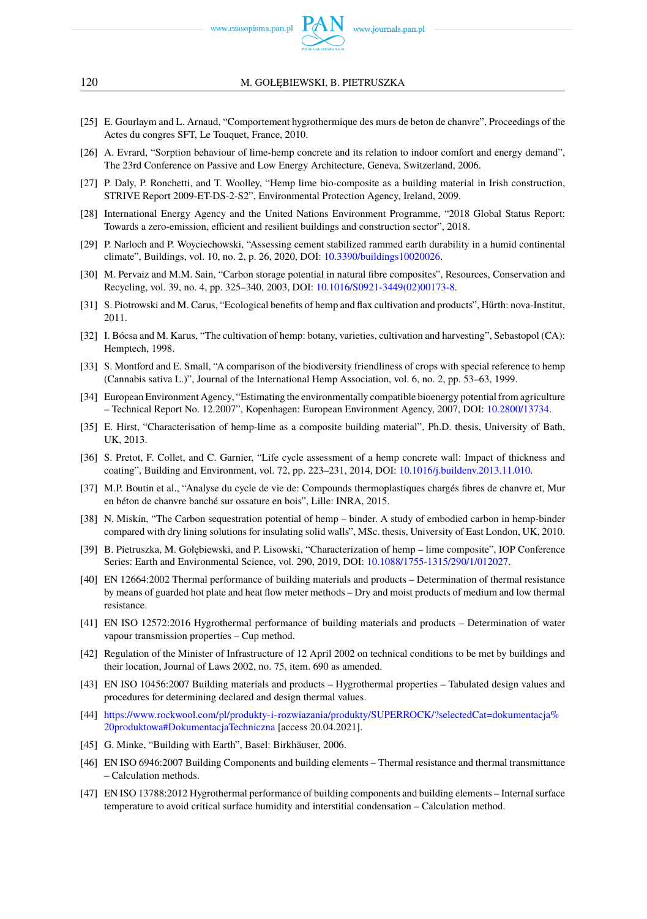[25] E. Gourlaym and L. Arnaud, "Comportement hygrothermique des murs de beton de chanvre", Proceedings of the Actes du congres SFT, Le Touquet, France, 2010.

[26] A. Evrard, "Sorption behaviour of lime-hemp concrete and its relation to indoor comfort and energy demand", The 23rd Conference on Passive and Low Energy Architecture, Geneva, Switzerland, 2006.

[27] P. Daly, P. Ronchetti, and T. Woolley, "Hemp lime bio-composite as a building material in Irish construction, STRIVE Report 2009-ET-DS-2-S2", Environmental Protection Agency, Ireland, 2009.

[28] International Energy Agency and the United Nations Environment Programme, "2018 Global Status Report: Towards a zero-emission, efficient and resilient buildings and construction sector", 2018.

[29] P. Narloch and P. Woyciechowski, "Assessing cement stabilized rammed earth durability in a humid continental climate", Buildings, vol. 10, no. 2, p. 26, 2020, DOI: 10.3390/buildings10020026.

[30] M. Pervaiz and M.M. Sain, "Carbon storage potential in natural fibre composites", Resources, Conservation and Recycling, vol. 39, no. 4, pp. 325–340, 2003, DOI: 10.1016/S0921-3449(02)00173-8.

[31] S. Piotrowski and M. Carus, "Ecological benefits of hemp and flax cultivation and products", Hürth: nova-Institut, 2011.

[32] I. Bócsa and M. Karus, "The cultivation of hemp: botany, varieties, cultivation and harvesting", Sebastopol (CA): Hemptech, 1998.

[33] S. Montford and E. Small, "A comparison of the biodiversity friendliness of crops with special reference to hemp (Cannabis sativa L.)", Journal of the International Hemp Association, vol. 6, no. 2, pp. 53–63, 1999.

[34] European Environment Agency, "Estimating the environmentally compatible bioenergy potential from agriculture – Technical Report No. 12.2007", Kopenhagen: European Environment Agency, 2007, DOI: 10.2800/13734.

[35] E. Hirst, "Characterisation of hemp-lime as a composite building material", Ph.D. thesis, University of Bath, UK, 2013.

[36] S. Pretot, F. Collet, and C. Garnier, "Life cycle assessment of a hemp concrete wall: Impact of thickness and coating", Building and Environment, vol. 72, pp. 223–231, 2014, DOI: 10.1016/j.buildenv.2013.11.010.

[37] M.P. Boutin et al., "Analyse du cycle de vie de: Compounds thermoplastiques chargés fibres de chanvre et, Mur en béton de chanvre banché sur ossature en bois", Lille: INRA, 2015.

[38] N. Miskin, "The Carbon sequestration potential of hemp – binder. A study of embodied carbon in hemp-binder compared with dry lining solutions for insulating solid walls", MSc. thesis, University of East London, UK, 2010.

[39] B. Pietruszka, M. Gołębiewski, and P. Lisowski, "Characterization of hemp – lime composite", IOP Conference Series: Earth and Environmental Science, vol. 290, 2019, DOI: 10.1088/1755-1315/290/1/012027.

[40] EN 12664:2002 Thermal performance of building materials and products – Determination of thermal resistance by means of guarded hot plate and heat flow meter methods – Dry and moist products of medium and low thermal resistance.

[41] EN ISO 12572:2016 Hygrothermal performance of building materials and products – Determination of water vapour transmission properties – Cup method.

[42] Regulation of the Minister of Infrastructure of 12 April 2002 on technical conditions to be met by buildings and their location, Journal of Laws 2002, no. 75, item. 690 as amended.

[43] EN ISO 10456:2007 Building materials and products – Hygrothermal properties – Tabulated design values and procedures for determining declared and design thermal values.

[44] https://www.rockwool.com/pl/produkty-i-rozwiazania/produkty/SUPERROCK/?selectedCat=dokumentacja%20produktowa#DokumentacjaTechniczna [access 20.04.2021].

[45] G. Minke, "Building with Earth", Basel: Birkhäuser, 2006.

[46] EN ISO 6946:2007 Building Components and building elements – Thermal resistance and thermal transmittance – Calculation methods.

[47] EN ISO 13788:2012 Hygrothermal performance of building components and building elements – Internal surface temperature to avoid critical surface humidity and interstitial condensation – Calculation method.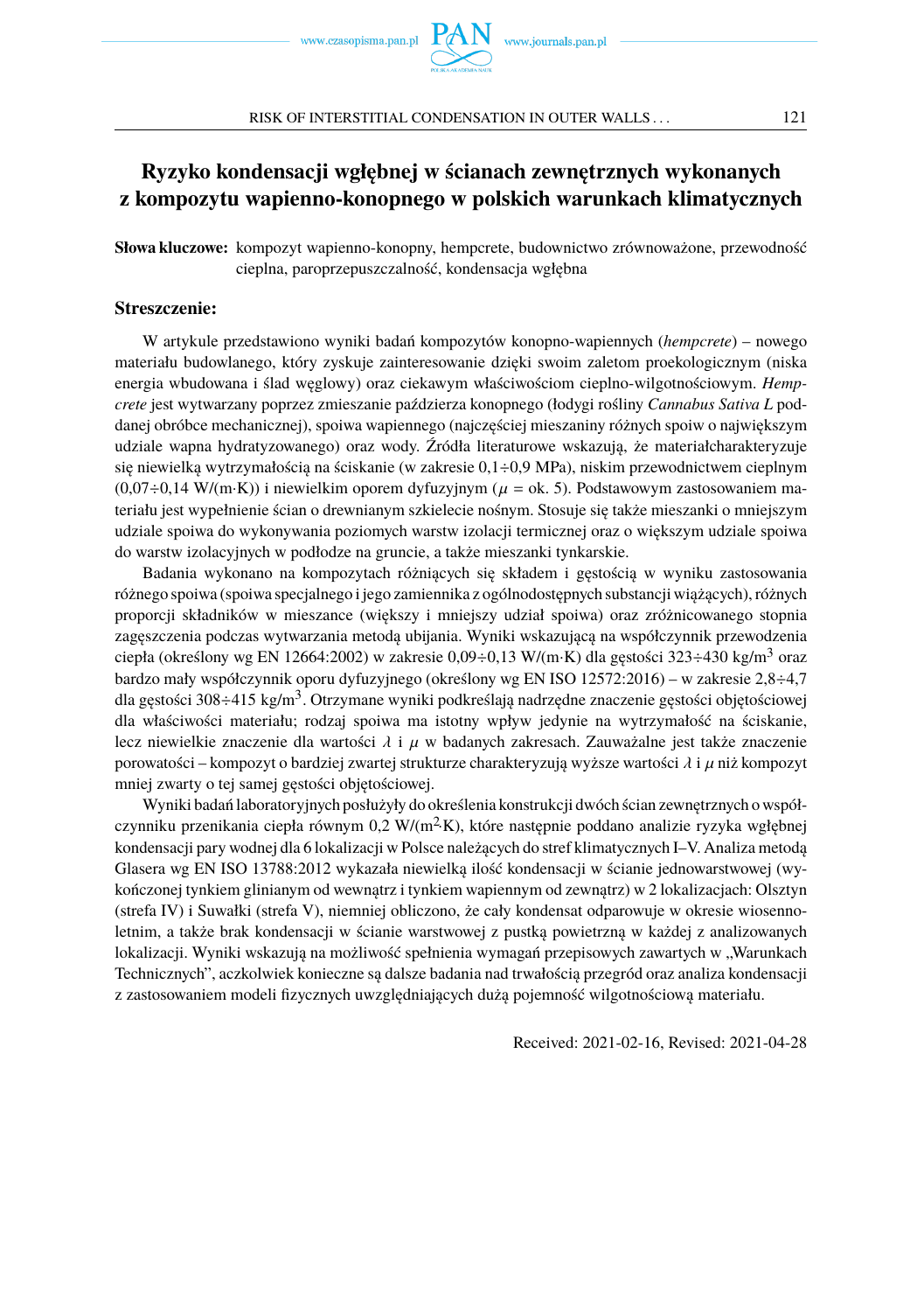# Ryzyko kondensacji wgłębnej w ścianach zewnętrznych wykonanych z kompozytu wapienno-konopnego w polskich warunkach klimatycznych

**Słowa kluczowe:** kompozyt wapienno-konopny, hempcrete, budownictwo zrównoważone, przewodność cieplna, paroprzepuszczalność, kondensacja wgłębna

## Streszczenie:

W artykule przedstawiono wyniki badań kompozytów konopno-wapiennych (*hempcrete*) – nowego materiału budowlanego, który zyskuje zainteresowanie dzięki swoim zaletom proekologicznym (niska energia wbudowana i ślad węglowy) oraz ciekawym właściwościom cieplno-wilgotnościowym. *Hempcrete* jest wytwarzany poprzez zmieszanie paździerza konopnego (łodygi rośliny *Cannabus Sativa L* poddanej obróbce mechanicznej), spoiwa wapiennego (najczęściej mieszaniny różnych spoiw o największym udziale wapna hydratyzowanego) oraz wody. Źródła literaturowe wskazują, że materiałcharakteryzuje się niewielką wytrzymałością na ściskanie (w zakresie 0,1÷0,9 MPa), niskim przewodnictwem cieplnym (0,07÷0,14 W/(m·K)) i niewielkim oporem dyfuzyjnym ($\mu$ = ok. 5). Podstawowym zastosowaniem materiału jest wypełnienie ścian o drewnianym szkielecie nośnym. Stosuje się także mieszanki o mniejszym udziale spoiwa do wykonywania poziomych warstw izolacji termicznej oraz o większym udziale spoiwa do warstw izolacyjnych w podłodze na gruncie, a także mieszanki tynkarskie.

Badania wykonano na kompozytach różniących się składem i gęstością w wyniku zastosowania różnego spoiwa (spoiwa specjalnego i jego zamiennika z ogólnodostępnych substancji wiążących), różnych proporcji składników w mieszance (większy i mniejszy udział spoiwa) oraz zróżnicowanego stopnia zagęszczenia podczas wytwarzania metodą ubijania. Wyniki wskazującą na współczynnik przewodzenia ciepła (określony wg EN 12664:2002) w zakresie 0,09÷0,13 W/(m·K) dla gęstości 323÷430 kg/m$^3$ oraz bardzo mały współczynnik oporu dyfuzyjnego (określony wg EN ISO 12572:2016) – w zakresie 2,8÷4,7 dla gęstości 308÷415 kg/m$^3$. Otrzymane wyniki podkreślają nadrzędne znaczenie gęstości objętościowej dla właściwości materiału; rodzaj spoiwa ma istotny wpływ jedynie na wytrzymałość na ściskanie, lecz niewielkie znaczenie dla wartości $\lambda$ i $\mu$ w badanych zakresach. Zauważalne jest także znaczenie porowatości – kompozyt o bardziej zwartej strukturze charakteryzują wyższe wartości $\lambda$ i $\mu$ niż kompozyt mniej zwarty o tej samej gęstości objętościowej.

Wyniki badań laboratoryjnych posłużyły do określenia konstrukcji dwóch ścian zewnętrznych o współczynniku przenikania ciepła równym 0,2 W/(m$^2$·K), które następnie poddano analizie ryzyka wgłębnej kondensacji pary wodnej dla 6 lokalizacji w Polsce należących do stref klimatycznych I–V. Analiza metodą Glasera wg EN ISO 13788:2012 wykazała niewielką ilość kondensacji w ścianie jednowarstwowej (wykończonej tynkiem glinianym od wewnątrz i tynkiem wapiennym od zewnątrz) w 2 lokalizacjach: Olsztyn (strefa IV) i Suwałki (strefa V), niemniej obliczono, że cały kondensat odparowuje w okresie wiosennoletnim, a także brak kondensacji w ścianie warstwowej z pustką powietrzną w każdej z analizowanych lokalizacji. Wyniki wskazują na możliwość spełnienia wymagań przepisowych zawartych w „Warunkach Technicznych”, aczkolwiek konieczne są dalsze badania nad trwałością przegród oraz analiza kondensacji z zastosowaniem modeli fizycznych uwzględniających dużą pojemność wilgotnościową materiału.

Received: 2021-02-16, Revised: 2021-04-28